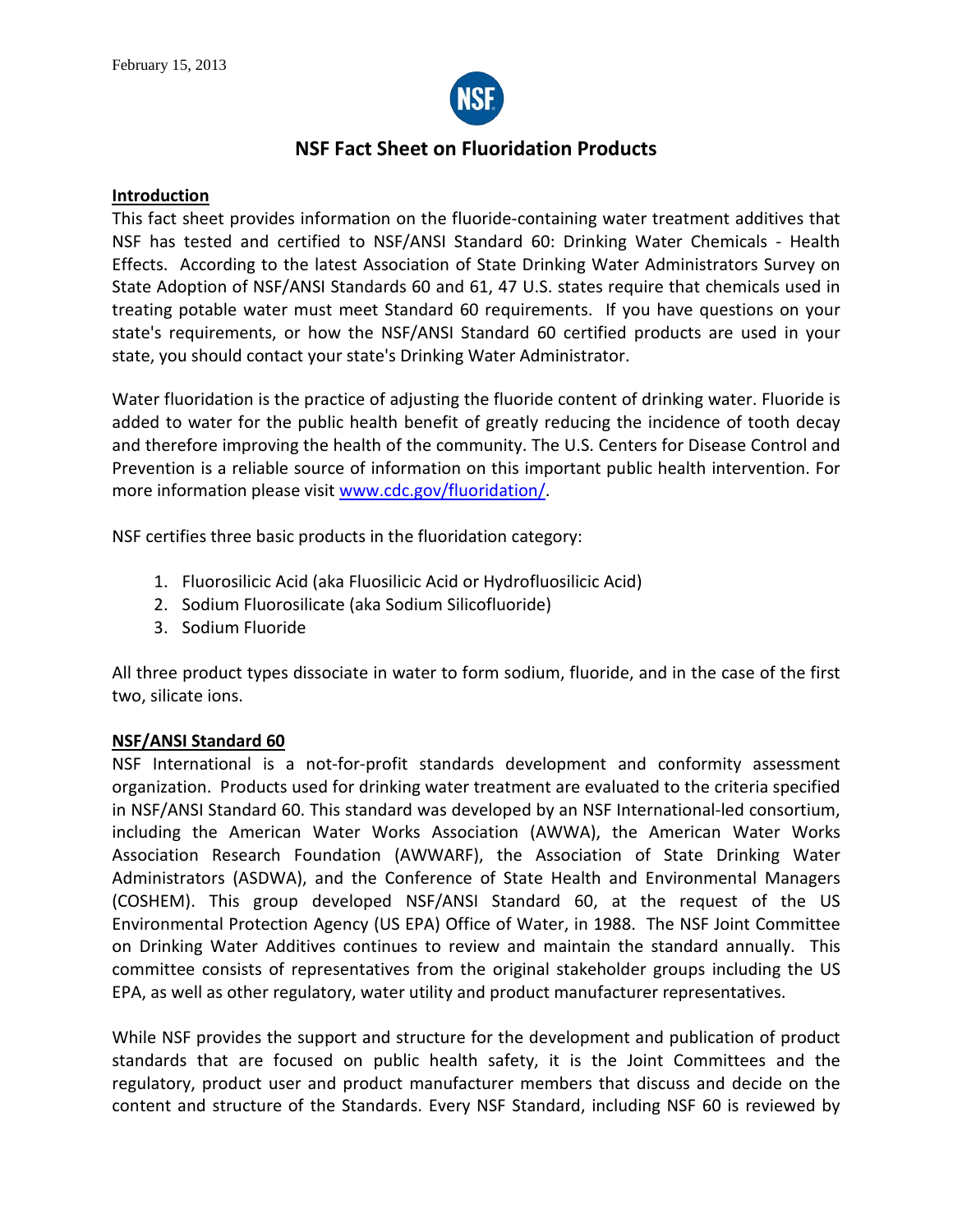February 15, 2013

# NSF Fact Sheet on Fluoridation Products

**Introduction**

This fact sheet provides information on the fluoride-containing water treatment additives that NSF has tested and certified to NSF/ANSI Standard 60: Drinking Water Chemicals - Health Effects. According to the latest Association of State Drinking Water Administrators Survey on State Adoption of NSF/ANSI Standards 60 and 61, 47 U.S. states require that chemicals used in treating potable water must meet Standard 60 requirements. If you have questions on your state's requirements, or how the NSF/ANSI Standard 60 certified products are used in your state, you should contact your state's Drinking Water Administrator.

Water fluoridation is the practice of adjusting the fluoride content of drinking water. Fluoride is added to water for the public health benefit of greatly reducing the incidence of tooth decay and therefore improving the health of the community. The U.S. Centers for Disease Control and Prevention is a reliable source of information on this important public health intervention. For more information please visit [www.cdc.gov/fluoridation/](http://www.cdc.gov/fluoridation/).

NSF certifies three basic products in the fluoridation category:

1. Fluorosilicic Acid (aka Fluosilicic Acid or Hydrofluosilicic Acid)
2. Sodium Fluorosilicate (aka Sodium Silicofluoride)
3. Sodium Fluoride

All three product types dissociate in water to form sodium, fluoride, and in the case of the first two, silicate ions.

**NSF/ANSI Standard 60**

NSF International is a not-for-profit standards development and conformity assessment organization. Products used for drinking water treatment are evaluated to the criteria specified in NSF/ANSI Standard 60. This standard was developed by an NSF International-led consortium, including the American Water Works Association (AWWA), the American Water Works Association Research Foundation (AWWARF), the Association of State Drinking Water Administrators (ASDWA), and the Conference of State Health and Environmental Managers (COSHEM). This group developed NSF/ANSI Standard 60, at the request of the US Environmental Protection Agency (US EPA) Office of Water, in 1988. The NSF Joint Committee on Drinking Water Additives continues to review and maintain the standard annually. This committee consists of representatives from the original stakeholder groups including the US EPA, as well as other regulatory, water utility and product manufacturer representatives.

While NSF provides the support and structure for the development and publication of product standards that are focused on public health safety, it is the Joint Committees and the regulatory, product user and product manufacturer members that discuss and decide on the content and structure of the Standards. Every NSF Standard, including NSF 60 is reviewed by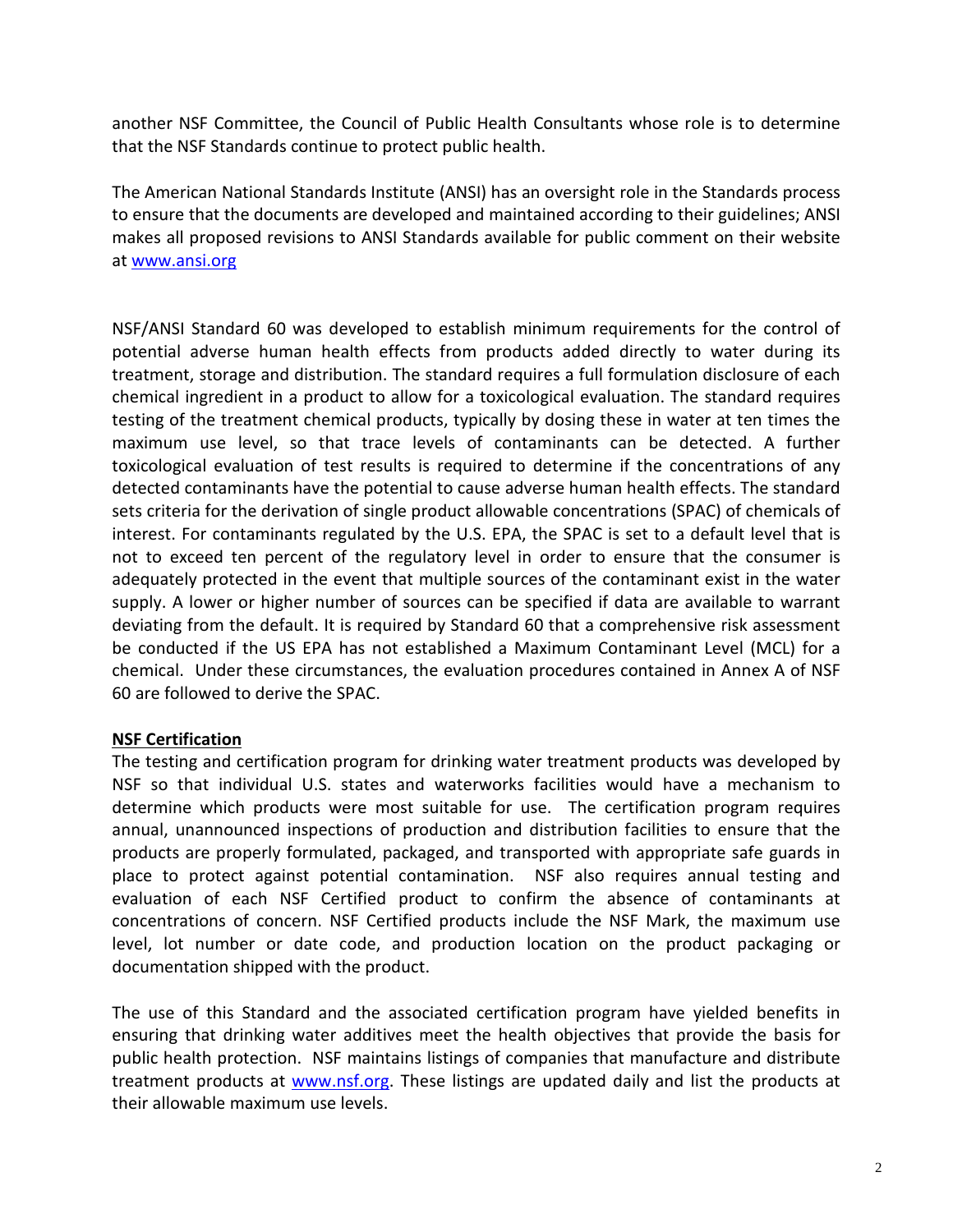another NSF Committee, the Council of Public Health Consultants whose role is to determine that the NSF Standards continue to protect public health.

The American National Standards Institute (ANSI) has an oversight role in the Standards process to ensure that the documents are developed and maintained according to their guidelines; ANSI makes all proposed revisions to ANSI Standards available for public comment on their website at [www.ansi.org](http://www.ansi.org)

NSF/ANSI Standard 60 was developed to establish minimum requirements for the control of potential adverse human health effects from products added directly to water during its treatment, storage and distribution. The standard requires a full formulation disclosure of each chemical ingredient in a product to allow for a toxicological evaluation. The standard requires testing of the treatment chemical products, typically by dosing these in water at ten times the maximum use level, so that trace levels of contaminants can be detected. A further toxicological evaluation of test results is required to determine if the concentrations of any detected contaminants have the potential to cause adverse human health effects. The standard sets criteria for the derivation of single product allowable concentrations (SPAC) of chemicals of interest. For contaminants regulated by the U.S. EPA, the SPAC is set to a default level that is not to exceed ten percent of the regulatory level in order to ensure that the consumer is adequately protected in the event that multiple sources of the contaminant exist in the water supply. A lower or higher number of sources can be specified if data are available to warrant deviating from the default. It is required by Standard 60 that a comprehensive risk assessment be conducted if the US EPA has not established a Maximum Contaminant Level (MCL) for a chemical. Under these circumstances, the evaluation procedures contained in Annex A of NSF 60 are followed to derive the SPAC.

**NSF Certification**

The testing and certification program for drinking water treatment products was developed by NSF so that individual U.S. states and waterworks facilities would have a mechanism to determine which products were most suitable for use. The certification program requires annual, unannounced inspections of production and distribution facilities to ensure that the products are properly formulated, packaged, and transported with appropriate safe guards in place to protect against potential contamination. NSF also requires annual testing and evaluation of each NSF Certified product to confirm the absence of contaminants at concentrations of concern. NSF Certified products include the NSF Mark, the maximum use level, lot number or date code, and production location on the product packaging or documentation shipped with the product.

The use of this Standard and the associated certification program have yielded benefits in ensuring that drinking water additives meet the health objectives that provide the basis for public health protection. NSF maintains listings of companies that manufacture and distribute treatment products at [www.nsf.org](http://www.nsf.org). These listings are updated daily and list the products at their allowable maximum use levels.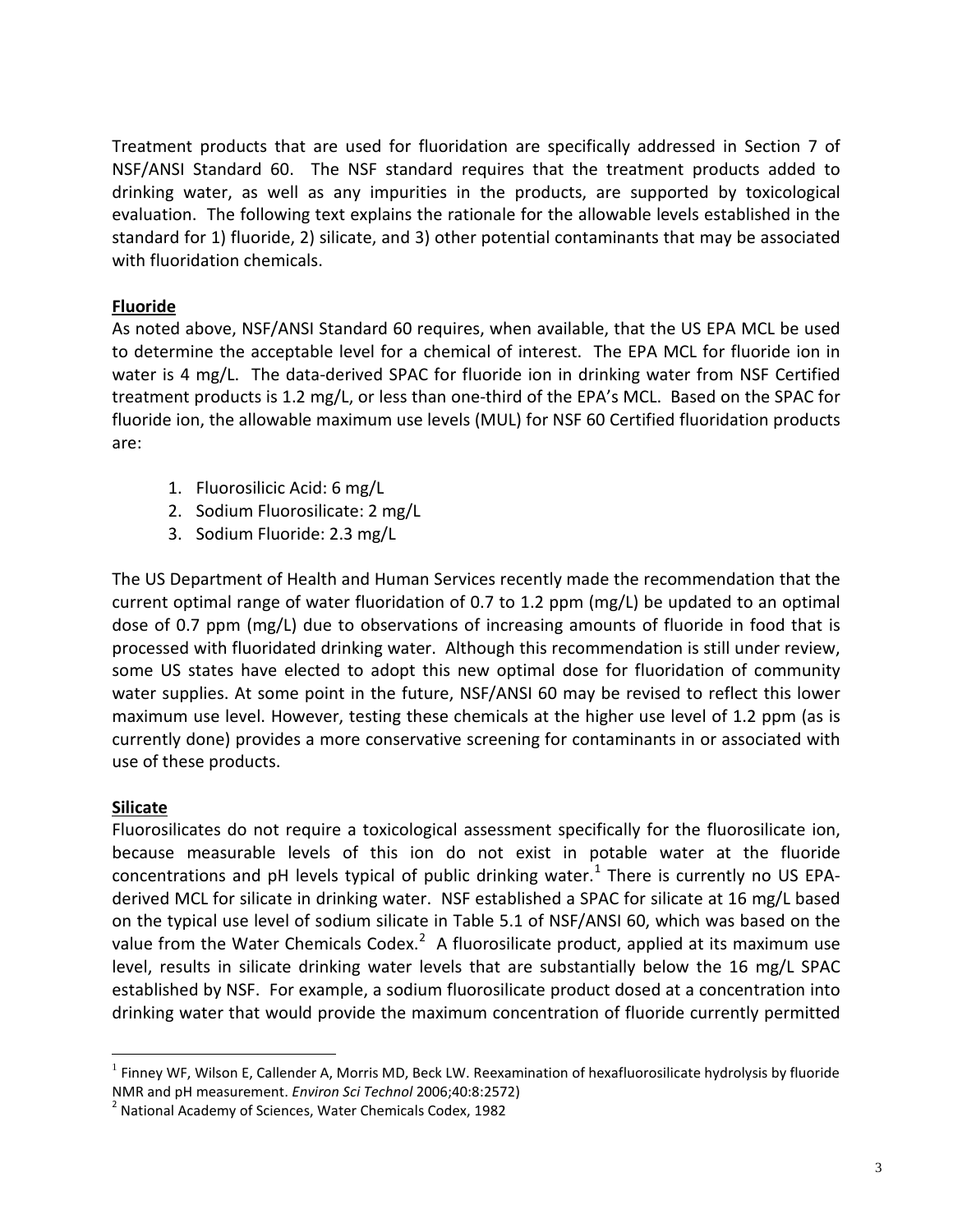Treatment products that are used for fluoridation are specifically addressed in Section 7 of NSF/ANSI Standard 60. The NSF standard requires that the treatment products added to drinking water, as well as any impurities in the products, are supported by toxicological evaluation. The following text explains the rationale for the allowable levels established in the standard for 1) fluoride, 2) silicate, and 3) other potential contaminants that may be associated with fluoridation chemicals.

**Fluoride**

As noted above, NSF/ANSI Standard 60 requires, when available, that the US EPA MCL be used to determine the acceptable level for a chemical of interest. The EPA MCL for fluoride ion in water is 4 mg/L. The data-derived SPAC for fluoride ion in drinking water from NSF Certified treatment products is 1.2 mg/L, or less than one-third of the EPA's MCL. Based on the SPAC for fluoride ion, the allowable maximum use levels (MUL) for NSF 60 Certified fluoridation products are:

1. Fluorosilicic Acid: 6 mg/L
2. Sodium Fluorosilicate: 2 mg/L
3. Sodium Fluoride: 2.3 mg/L

The US Department of Health and Human Services recently made the recommendation that the current optimal range of water fluoridation of 0.7 to 1.2 ppm (mg/L) be updated to an optimal dose of 0.7 ppm (mg/L) due to observations of increasing amounts of fluoride in food that is processed with fluoridated drinking water. Although this recommendation is still under review, some US states have elected to adopt this new optimal dose for fluoridation of community water supplies. At some point in the future, NSF/ANSI 60 may be revised to reflect this lower maximum use level. However, testing these chemicals at the higher use level of 1.2 ppm (as is currently done) provides a more conservative screening for contaminants in or associated with use of these products.

**Silicate**

Fluorosilicates do not require a toxicological assessment specifically for the fluorosilicate ion, because measurable levels of this ion do not exist in potable water at the fluoride concentrations and pH levels typical of public drinking water.[1] There is currently no US EPA-derived MCL for silicate in drinking water. NSF established a SPAC for silicate at 16 mg/L based on the typical use level of sodium silicate in Table 5.1 of NSF/ANSI 60, which was based on the value from the Water Chemicals Codex.[2] A fluorosilicate product, applied at its maximum use level, results in silicate drinking water levels that are substantially below the 16 mg/L SPAC established by NSF. For example, a sodium fluorosilicate product dosed at a concentration into drinking water that would provide the maximum concentration of fluoride currently permitted

---

[1] Finney WF, Wilson E, Callender A, Morris MD, Beck LW. Reexamination of hexafluorosilicate hydrolysis by fluoride NMR and pH measurement. *Environ Sci Technol* 2006;40:8:2572)

[2] National Academy of Sciences, Water Chemicals Codex, 1982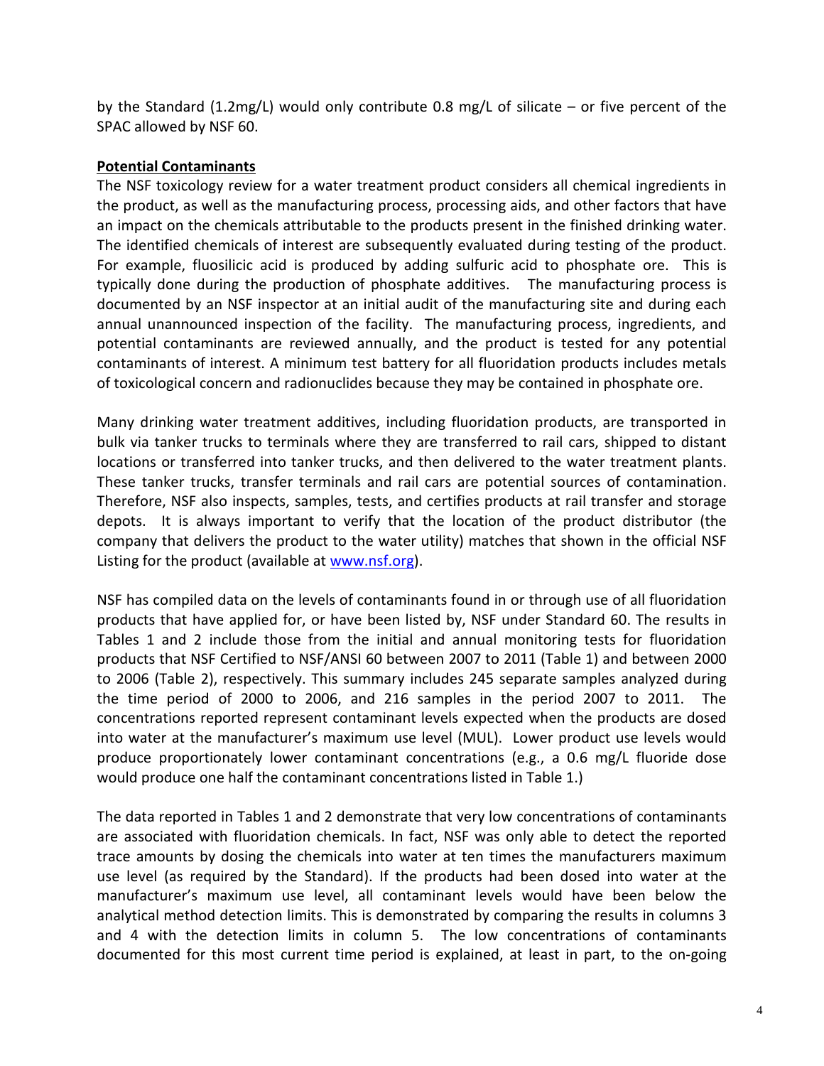by the Standard (1.2mg/L) would only contribute 0.8 mg/L of silicate – or five percent of the SPAC allowed by NSF 60.

**Potential Contaminants**

The NSF toxicology review for a water treatment product considers all chemical ingredients in the product, as well as the manufacturing process, processing aids, and other factors that have an impact on the chemicals attributable to the products present in the finished drinking water. The identified chemicals of interest are subsequently evaluated during testing of the product. For example, fluosilicic acid is produced by adding sulfuric acid to phosphate ore. This is typically done during the production of phosphate additives. The manufacturing process is documented by an NSF inspector at an initial audit of the manufacturing site and during each annual unannounced inspection of the facility. The manufacturing process, ingredients, and potential contaminants are reviewed annually, and the product is tested for any potential contaminants of interest. A minimum test battery for all fluoridation products includes metals of toxicological concern and radionuclides because they may be contained in phosphate ore.

Many drinking water treatment additives, including fluoridation products, are transported in bulk via tanker trucks to terminals where they are transferred to rail cars, shipped to distant locations or transferred into tanker trucks, and then delivered to the water treatment plants. These tanker trucks, transfer terminals and rail cars are potential sources of contamination. Therefore, NSF also inspects, samples, tests, and certifies products at rail transfer and storage depots. It is always important to verify that the location of the product distributor (the company that delivers the product to the water utility) matches that shown in the official NSF Listing for the product (available at www.nsf.org).

NSF has compiled data on the levels of contaminants found in or through use of all fluoridation products that have applied for, or have been listed by, NSF under Standard 60. The results in Tables 1 and 2 include those from the initial and annual monitoring tests for fluoridation products that NSF Certified to NSF/ANSI 60 between 2007 to 2011 (Table 1) and between 2000 to 2006 (Table 2), respectively. This summary includes 245 separate samples analyzed during the time period of 2000 to 2006, and 216 samples in the period 2007 to 2011. The concentrations reported represent contaminant levels expected when the products are dosed into water at the manufacturer's maximum use level (MUL). Lower product use levels would produce proportionately lower contaminant concentrations (e.g., a 0.6 mg/L fluoride dose would produce one half the contaminant concentrations listed in Table 1.)

The data reported in Tables 1 and 2 demonstrate that very low concentrations of contaminants are associated with fluoridation chemicals. In fact, NSF was only able to detect the reported trace amounts by dosing the chemicals into water at ten times the manufacturers maximum use level (as required by the Standard). If the products had been dosed into water at the manufacturer's maximum use level, all contaminant levels would have been below the analytical method detection limits. This is demonstrated by comparing the results in columns 3 and 4 with the detection limits in column 5. The low concentrations of contaminants documented for this most current time period is explained, at least in part, to the on-going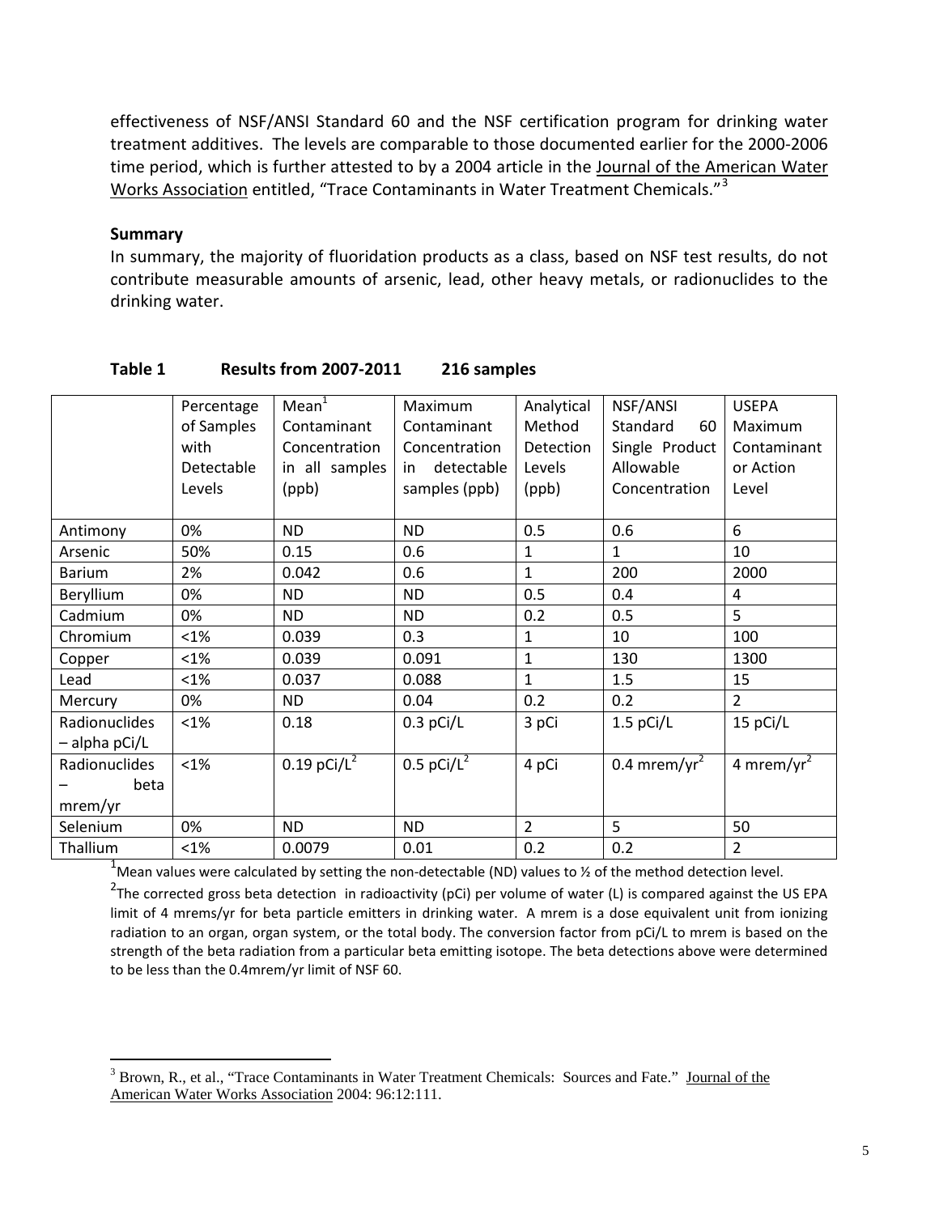effectiveness of NSF/ANSI Standard 60 and the NSF certification program for drinking water treatment additives. The levels are comparable to those documented earlier for the 2000-2006 time period, which is further attested to by a 2004 article in the Journal of the American Water Works Association entitled, "Trace Contaminants in Water Treatment Chemicals."[3]

**Summary**

In summary, the majority of fluoridation products as a class, based on NSF test results, do not contribute measurable amounts of arsenic, lead, other heavy metals, or radionuclides to the drinking water.

**Table 1 Results from 2007-2011 216 samples**

| | Percentage of Samples with Detectable Levels | Mean[1] Contaminant Concentration in all samples (ppb) | Maximum Contaminant Concentration in detectable samples (ppb) | Analytical Method Detection Levels (ppb) | NSF/ANSI Standard 60 Single Product Allowable Concentration | USEPA Maximum Contaminant or Action Level |
|---|---|---|---|---|---|---|
| Antimony | 0% | ND | ND | 0.5 | 0.6 | 6 |
| Arsenic | 50% | 0.15 | 0.6 | 1 | 1 | 10 |
| Barium | 2% | 0.042 | 0.6 | 1 | 200 | 2000 |
| Beryllium | 0% | ND | ND | 0.5 | 0.4 | 4 |
| Cadmium | 0% | ND | ND | 0.2 | 0.5 | 5 |
| Chromium | <1% | 0.039 | 0.3 | 1 | 10 | 100 |
| Copper | <1% | 0.039 | 0.091 | 1 | 130 | 1300 |
| Lead | <1% | 0.037 | 0.088 | 1 | 1.5 | 15 |
| Mercury | 0% | ND | 0.04 | 0.2 | 0.2 | 2 |
| Radionuclides – alpha pCi/L | <1% | 0.18 | 0.3 pCi/L | 3 pCi | 1.5 pCi/L | 15 pCi/L |
| Radionuclides – beta mrem/yr | <1% | 0.19 pCi/L[2] | 0.5 pCi/L[2] | 4 pCi | 0.4 mrem/yr[2] | 4 mrem/yr[2] |
| Selenium | 0% | ND | ND | 2 | 5 | 50 |
| Thallium | <1% | 0.0079 | 0.01 | 0.2 | 0.2 | 2 |

[1]Mean values were calculated by setting the non-detectable (ND) values to ½ of the method detection level.

[2]The corrected gross beta detection in radioactivity (pCi) per volume of water (L) is compared against the US EPA limit of 4 mrems/yr for beta particle emitters in drinking water. A mrem is a dose equivalent unit from ionizing radiation to an organ, organ system, or the total body. The conversion factor from pCi/L to mrem is based on the strength of the beta radiation from a particular beta emitting isotope. The beta detections above were determined to be less than the 0.4mrem/yr limit of NSF 60.

[3] Brown, R., et al., "Trace Contaminants in Water Treatment Chemicals: Sources and Fate." Journal of the American Water Works Association 2004: 96:12:111.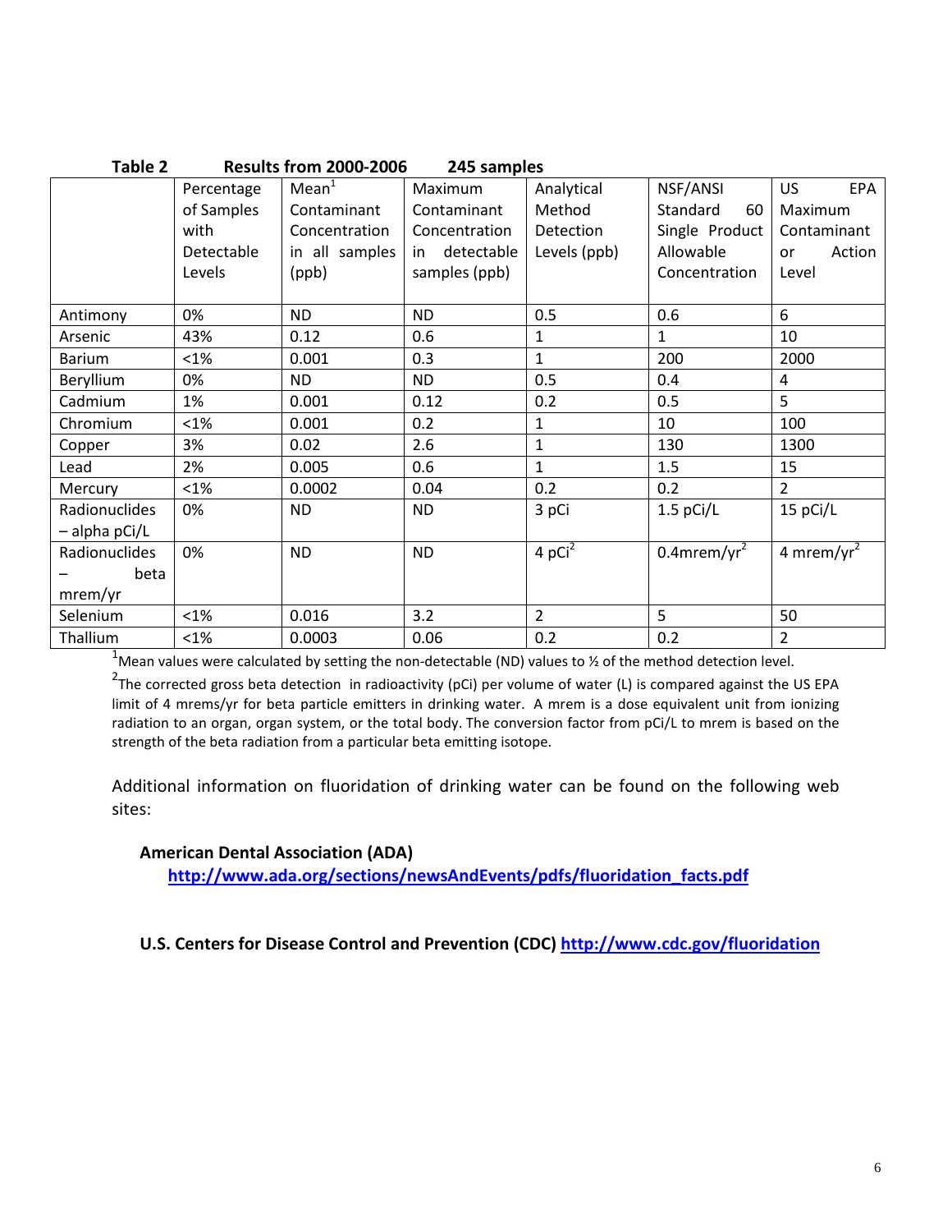**Table 2 Results from 2000-2006 245 samples**

| | Percentage of Samples with Detectable Levels | Mean[1] Contaminant Concentration in all samples (ppb) | Maximum Contaminant Concentration in detectable samples (ppb) | Analytical Method Detection Levels (ppb) | NSF/ANSI Standard 60 Single Product Allowable Concentration | US EPA Maximum Contaminant or Action Level |
|---|---|---|---|---|---|---|
| Antimony | 0% | ND | ND | 0.5 | 0.6 | 6 |
| Arsenic | 43% | 0.12 | 0.6 | 1 | 1 | 10 |
| Barium | <1% | 0.001 | 0.3 | 1 | 200 | 2000 |
| Beryllium | 0% | ND | ND | 0.5 | 0.4 | 4 |
| Cadmium | 1% | 0.001 | 0.12 | 0.2 | 0.5 | 5 |
| Chromium | <1% | 0.001 | 0.2 | 1 | 10 | 100 |
| Copper | 3% | 0.02 | 2.6 | 1 | 130 | 1300 |
| Lead | 2% | 0.005 | 0.6 | 1 | 1.5 | 15 |
| Mercury | <1% | 0.0002 | 0.04 | 0.2 | 0.2 | 2 |
| Radionuclides – alpha pCi/L | 0% | ND | ND | 3 pCi | 1.5 pCi/L | 15 pCi/L |
| Radionuclides – beta mrem/yr | 0% | ND | ND | 4 pCi[2] | 0.4mrem/yr[2] | 4 mrem/yr[2] |
| Selenium | <1% | 0.016 | 3.2 | 2 | 5 | 50 |
| Thallium | <1% | 0.0003 | 0.06 | 0.2 | 0.2 | 2 |

[1]Mean values were calculated by setting the non-detectable (ND) values to ½ of the method detection level.

[2]The corrected gross beta detection in radioactivity (pCi) per volume of water (L) is compared against the US EPA limit of 4 mrems/yr for beta particle emitters in drinking water. A mrem is a dose equivalent unit from ionizing radiation to an organ, organ system, or the total body. The conversion factor from pCi/L to mrem is based on the strength of the beta radiation from a particular beta emitting isotope.

Additional information on fluoridation of drinking water can be found on the following web sites:

**American Dental Association (ADA)**
**http://www.ada.org/sections/newsAndEvents/pdfs/fluoridation_facts.pdf**

**U.S. Centers for Disease Control and Prevention (CDC) http://www.cdc.gov/fluoridation**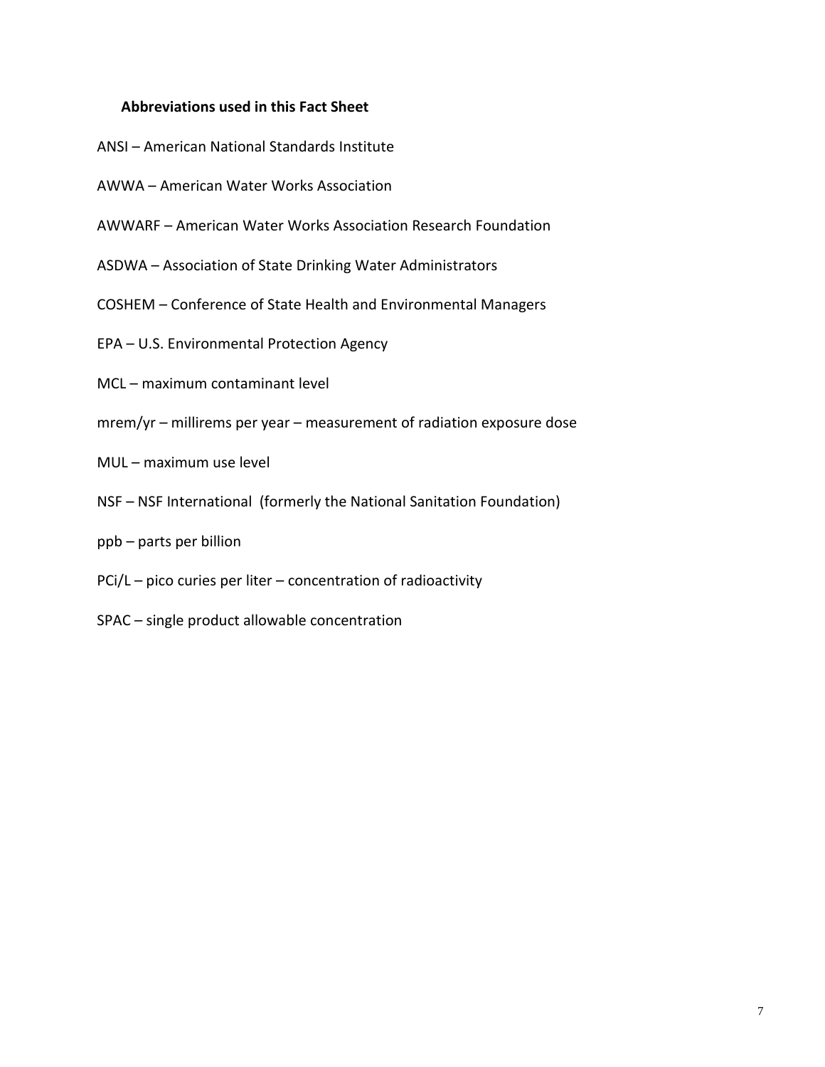### Abbreviations used in this Fact Sheet

ANSI – American National Standards Institute

AWWA – American Water Works Association

AWWARF – American Water Works Association Research Foundation

ASDWA – Association of State Drinking Water Administrators

COSHEM – Conference of State Health and Environmental Managers

EPA – U.S. Environmental Protection Agency

MCL – maximum contaminant level

mrem/yr – millirems per year – measurement of radiation exposure dose

MUL – maximum use level

NSF – NSF International (formerly the National Sanitation Foundation)

ppb – parts per billion

PCi/L – pico curies per liter – concentration of radioactivity

SPAC – single product allowable concentration